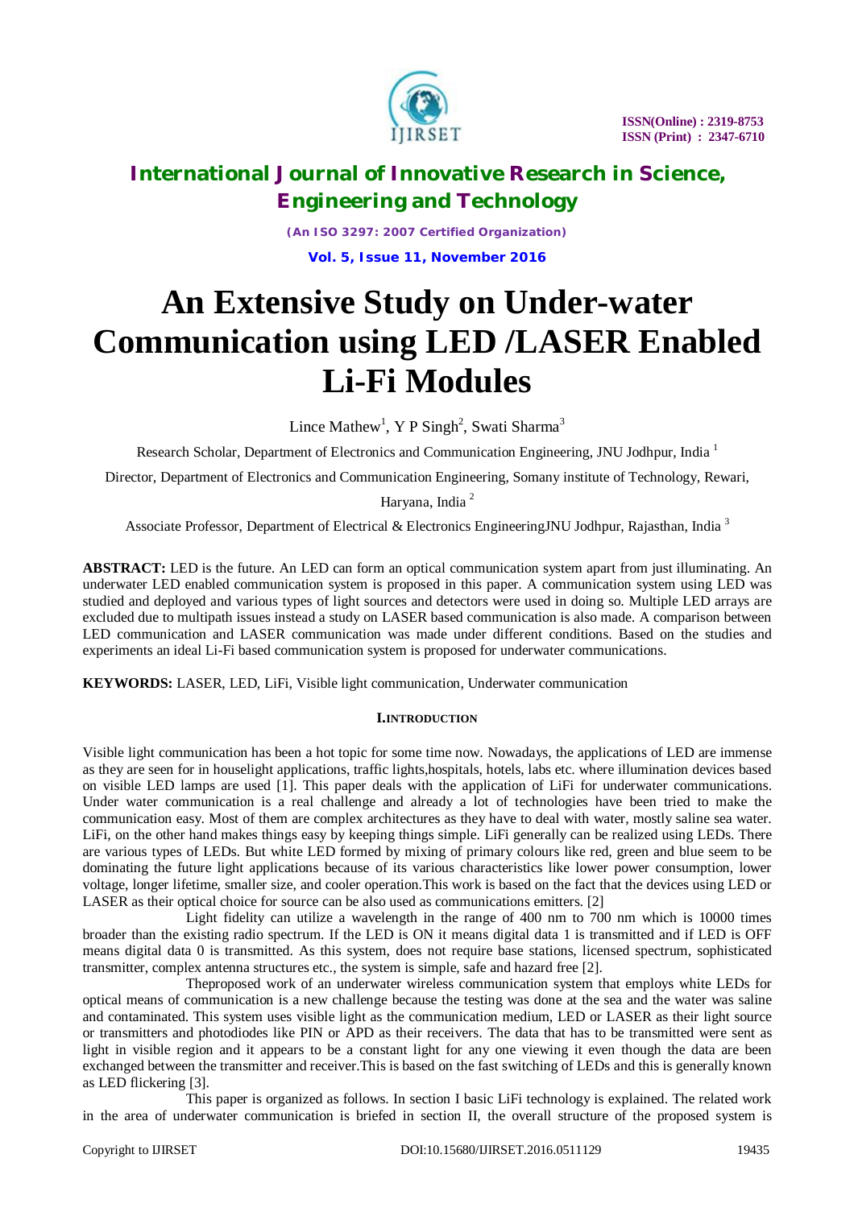# An Extensive Study on Under-water Communication using LED /LASER Enabled Li-Fi Modules

Lince Mathew[1], Y P Singh[2], Swati Sharma[3]

Research Scholar, Department of Electronics and Communication Engineering, JNU Jodhpur, India [1]

Director, Department of Electronics and Communication Engineering, Somany institute of Technology, Rewari, Haryana, India [2]

Associate Professor, Department of Electrical & Electronics EngineeringJNU Jodhpur, Rajasthan, India [3]

**ABSTRACT:** LED is the future. An LED can form an optical communication system apart from just illuminating. An underwater LED enabled communication system is proposed in this paper. A communication system using LED was studied and deployed and various types of light sources and detectors were used in doing so. Multiple LED arrays are excluded due to multipath issues instead a study on LASER based communication is also made. A comparison between LED communication and LASER communication was made under different conditions. Based on the studies and experiments an ideal Li-Fi based communication system is proposed for underwater communications.

**KEYWORDS:** LASER, LED, LiFi, Visible light communication, Underwater communication

## I.INTRODUCTION

Visible light communication has been a hot topic for some time now. Nowadays, the applications of LED are immense as they are seen for in houselight applications, traffic lights,hospitals, hotels, labs etc. where illumination devices based on visible LED lamps are used [1]. This paper deals with the application of LiFi for underwater communications. Under water communication is a real challenge and already a lot of technologies have been tried to make the communication easy. Most of them are complex architectures as they have to deal with water, mostly saline sea water. LiFi, on the other hand makes things easy by keeping things simple. LiFi generally can be realized using LEDs. There are various types of LEDs. But white LED formed by mixing of primary colours like red, green and blue seem to be dominating the future light applications because of its various characteristics like lower power consumption, lower voltage, longer lifetime, smaller size, and cooler operation.This work is based on the fact that the devices using LED or LASER as their optical choice for source can be also used as communications emitters. [2]

Light fidelity can utilize a wavelength in the range of 400 nm to 700 nm which is 10000 times broader than the existing radio spectrum. If the LED is ON it means digital data 1 is transmitted and if LED is OFF means digital data 0 is transmitted. As this system, does not require base stations, licensed spectrum, sophisticated transmitter, complex antenna structures etc., the system is simple, safe and hazard free [2].

Theproposed work of an underwater wireless communication system that employs white LEDs for optical means of communication is a new challenge because the testing was done at the sea and the water was saline and contaminated. This system uses visible light as the communication medium, LED or LASER as their light source or transmitters and photodiodes like PIN or APD as their receivers. The data that has to be transmitted were sent as light in visible region and it appears to be a constant light for any one viewing it even though the data are been exchanged between the transmitter and receiver.This is based on the fast switching of LEDs and this is generally known as LED flickering [3].

This paper is organized as follows. In section I basic LiFi technology is explained. The related work in the area of underwater communication is briefed in section II, the overall structure of the proposed system is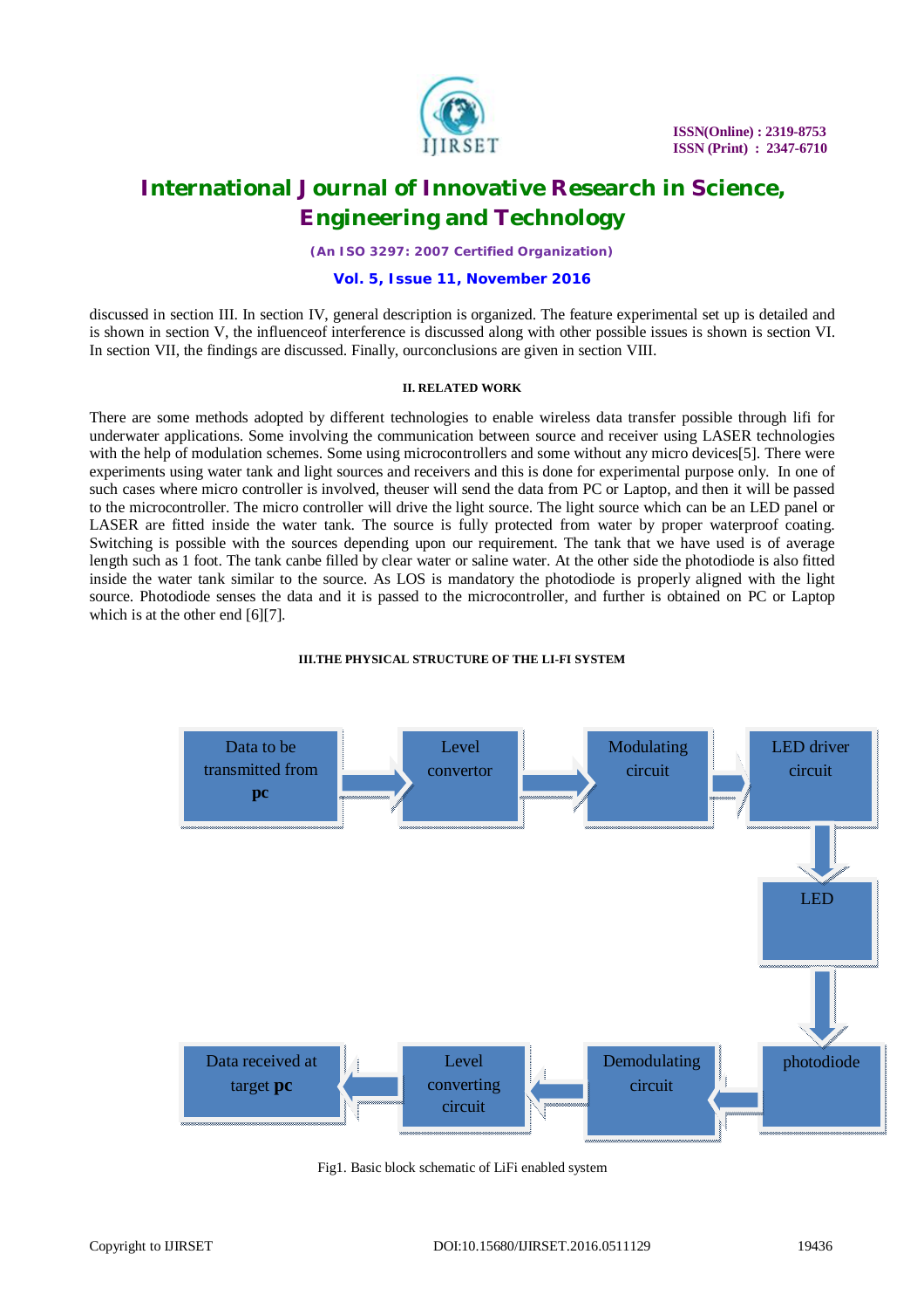discussed in section III. In section IV, general description is organized. The feature experimental set up is detailed and is shown in section V, the influenceof interference is discussed along with other possible issues is shown is section VI. In section VII, the findings are discussed. Finally, ourconclusions are given in section VIII.

## II. RELATED WORK

There are some methods adopted by different technologies to enable wireless data transfer possible through lifi for underwater applications. Some involving the communication between source and receiver using LASER technologies with the help of modulation schemes. Some using microcontrollers and some without any micro devices[5]. There were experiments using water tank and light sources and receivers and this is done for experimental purpose only. In one of such cases where micro controller is involved, theuser will send the data from PC or Laptop, and then it will be passed to the microcontroller. The micro controller will drive the light source. The light source which can be an LED panel or LASER are fitted inside the water tank. The source is fully protected from water by proper waterproof coating. Switching is possible with the sources depending upon our requirement. The tank that we have used is of average length such as 1 foot. The tank canbe filled by clear water or saline water. At the other side the photodiode is also fitted inside the water tank similar to the source. As LOS is mandatory the photodiode is properly aligned with the light source. Photodiode senses the data and it is passed to the microcontroller, and further is obtained on PC or Laptop which is at the other end [6][7].

## III.THE PHYSICAL STRUCTURE OF THE LI-FI SYSTEM

Data to be transmitted from **pc** → Level convertor → Modulating circuit → LED driver circuit → LED → photodiode → Demodulating circuit → Level converting circuit → Data received at target **pc**

Fig1. Basic block schematic of LiFi enabled system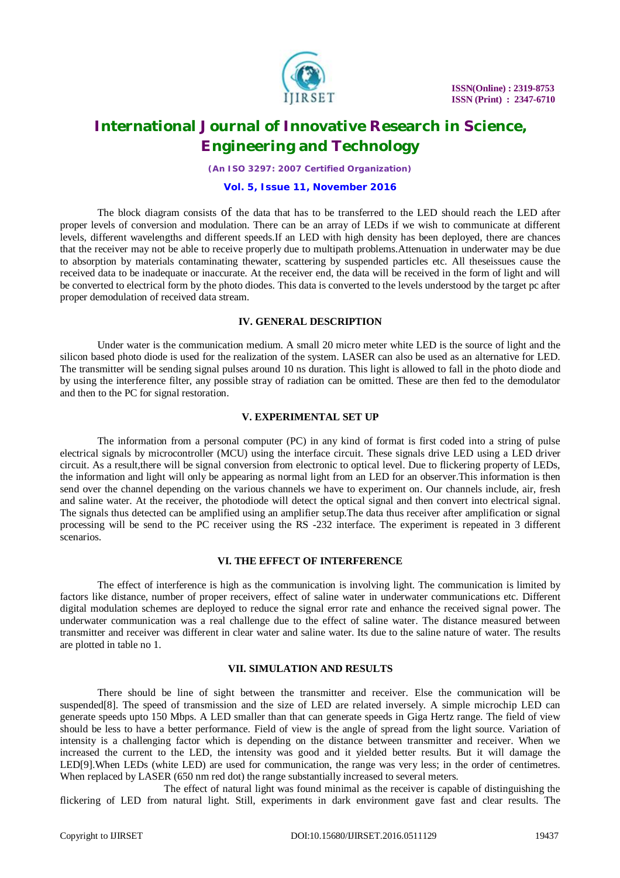The block diagram consists of the data that has to be transferred to the LED should reach the LED after proper levels of conversion and modulation. There can be an array of LEDs if we wish to communicate at different levels, different wavelengths and different speeds.If an LED with high density has been deployed, there are chances that the receiver may not be able to receive properly due to multipath problems.Attenuation in underwater may be due to absorption by materials contaminating thewater, scattering by suspended particles etc. All theseissues cause the received data to be inadequate or inaccurate. At the receiver end, the data will be received in the form of light and will be converted to electrical form by the photo diodes. This data is converted to the levels understood by the target pc after proper demodulation of received data stream.

## IV. GENERAL DESCRIPTION

Under water is the communication medium. A small 20 micro meter white LED is the source of light and the silicon based photo diode is used for the realization of the system. LASER can also be used as an alternative for LED. The transmitter will be sending signal pulses around 10 ns duration. This light is allowed to fall in the photo diode and by using the interference filter, any possible stray of radiation can be omitted. These are then fed to the demodulator and then to the PC for signal restoration.

## V. EXPERIMENTAL SET UP

The information from a personal computer (PC) in any kind of format is first coded into a string of pulse electrical signals by microcontroller (MCU) using the interface circuit. These signals drive LED using a LED driver circuit. As a result,there will be signal conversion from electronic to optical level. Due to flickering property of LEDs, the information and light will only be appearing as normal light from an LED for an observer.This information is then send over the channel depending on the various channels we have to experiment on. Our channels include, air, fresh and saline water. At the receiver, the photodiode will detect the optical signal and then convert into electrical signal. The signals thus detected can be amplified using an amplifier setup.The data thus receiver after amplification or signal processing will be send to the PC receiver using the RS -232 interface. The experiment is repeated in 3 different scenarios.

## VI. THE EFFECT OF INTERFERENCE

The effect of interference is high as the communication is involving light. The communication is limited by factors like distance, number of proper receivers, effect of saline water in underwater communications etc. Different digital modulation schemes are deployed to reduce the signal error rate and enhance the received signal power. The underwater communication was a real challenge due to the effect of saline water. The distance measured between transmitter and receiver was different in clear water and saline water. Its due to the saline nature of water. The results are plotted in table no 1.

## VII. SIMULATION AND RESULTS

There should be line of sight between the transmitter and receiver. Else the communication will be suspended[8]. The speed of transmission and the size of LED are related inversely. A simple microchip LED can generate speeds upto 150 Mbps. A LED smaller than that can generate speeds in Giga Hertz range. The field of view should be less to have a better performance. Field of view is the angle of spread from the light source. Variation of intensity is a challenging factor which is depending on the distance between transmitter and receiver. When we increased the current to the LED, the intensity was good and it yielded better results. But it will damage the LED[9].When LEDs (white LED) are used for communication, the range was very less; in the order of centimetres. When replaced by LASER (650 nm red dot) the range substantially increased to several meters.

The effect of natural light was found minimal as the receiver is capable of distinguishing the flickering of LED from natural light. Still, experiments in dark environment gave fast and clear results. The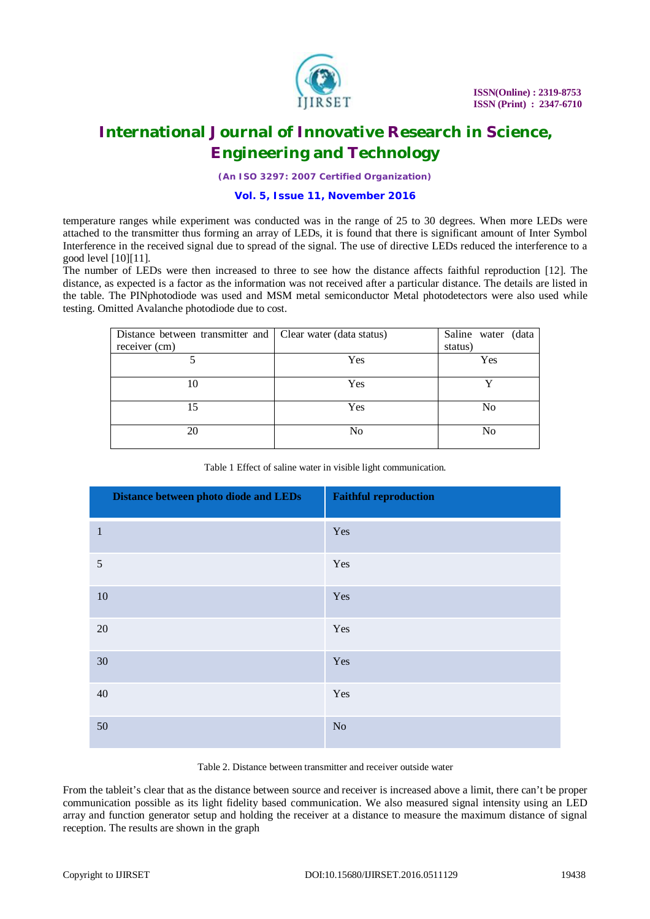temperature ranges while experiment was conducted was in the range of 25 to 30 degrees. When more LEDs were attached to the transmitter thus forming an array of LEDs, it is found that there is significant amount of Inter Symbol Interference in the received signal due to spread of the signal. The use of directive LEDs reduced the interference to a good level [10][11].

The number of LEDs were then increased to three to see how the distance affects faithful reproduction [12]. The distance, as expected is a factor as the information was not received after a particular distance. The details are listed in the table. The PINphotodiode was used and MSM metal semiconductor Metal photodetectors were also used while testing. Omitted Avalanche photodiode due to cost.

| Distance between transmitter and receiver (cm) | Clear water (data status) | Saline water (data status) |
|---|---|---|
| 5 | Yes | Yes |
| 10 | Yes | Y |
| 15 | Yes | No |
| 20 | No | No |

Table 1 Effect of saline water in visible light communication.

| Distance between photo diode and LEDs | Faithful reproduction |
|---|---|
| 1 | Yes |
| 5 | Yes |
| 10 | Yes |
| 20 | Yes |
| 30 | Yes |
| 40 | Yes |
| 50 | No |

Table 2. Distance between transmitter and receiver outside water

From the tableit's clear that as the distance between source and receiver is increased above a limit, there can't be proper communication possible as its light fidelity based communication. We also measured signal intensity using an LED array and function generator setup and holding the receiver at a distance to measure the maximum distance of signal reception. The results are shown in the graph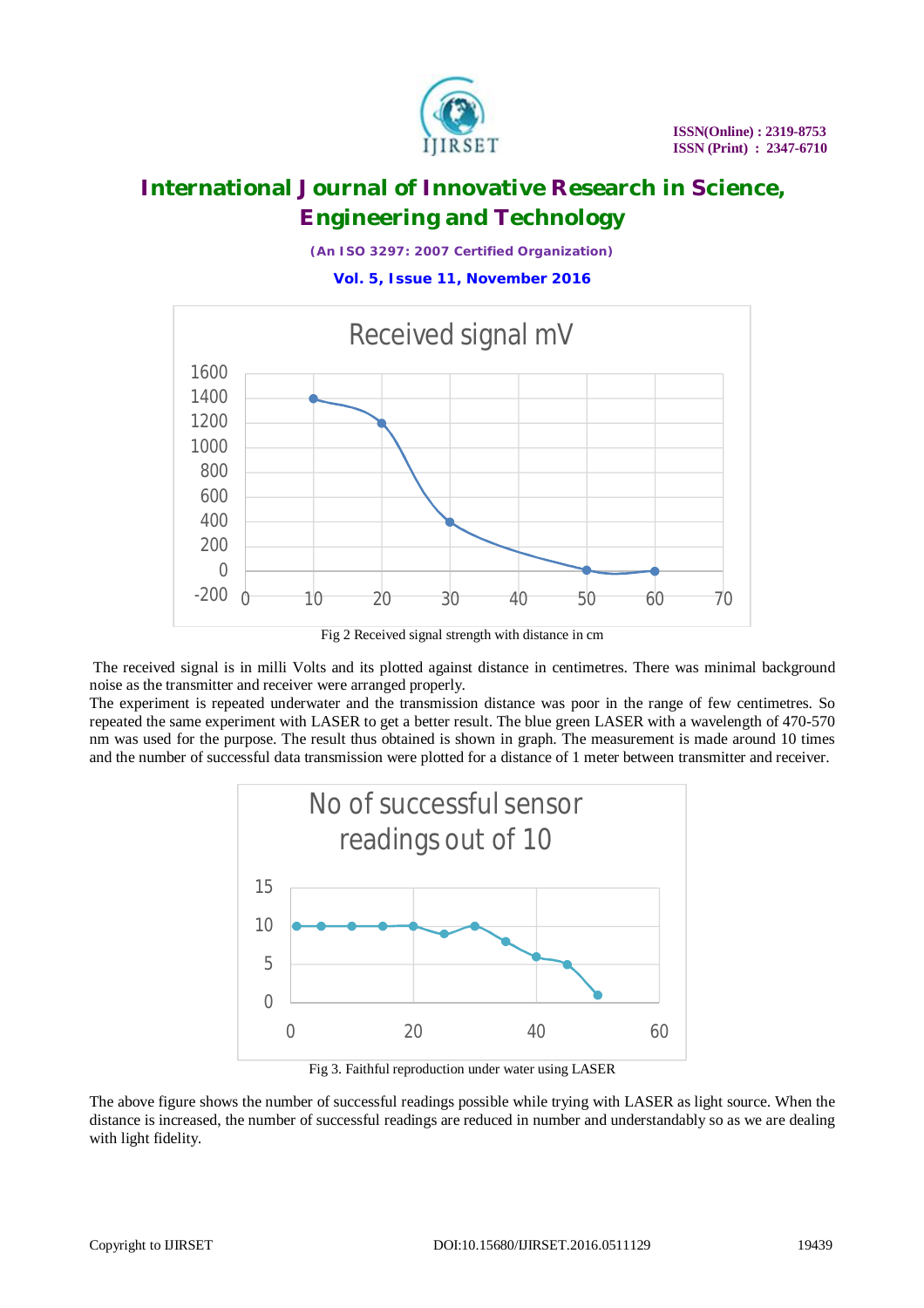Fig 2 Received signal strength with distance in cm

The received signal is in milli Volts and its plotted against distance in centimetres. There was minimal background noise as the transmitter and receiver were arranged properly.

The experiment is repeated underwater and the transmission distance was poor in the range of few centimetres. So repeated the same experiment with LASER to get a better result. The blue green LASER with a wavelength of 470-570 nm was used for the purpose. The result thus obtained is shown in graph. The measurement is made around 10 times and the number of successful data transmission were plotted for a distance of 1 meter between transmitter and receiver.

Fig 3. Faithful reproduction under water using LASER

The above figure shows the number of successful readings possible while trying with LASER as light source. When the distance is increased, the number of successful readings are reduced in number and understandably so as we are dealing with light fidelity.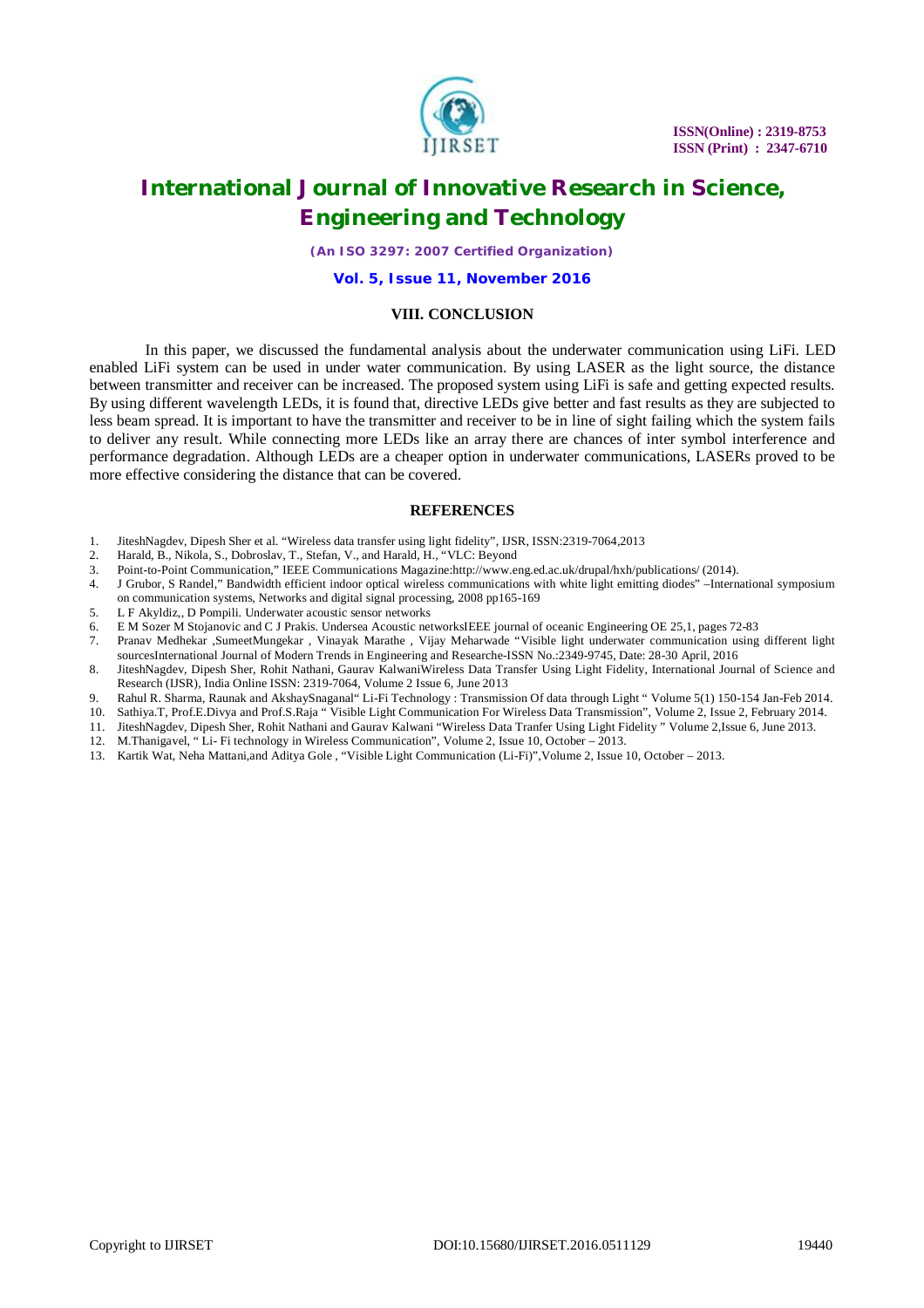## VIII. CONCLUSION

In this paper, we discussed the fundamental analysis about the underwater communication using LiFi. LED enabled LiFi system can be used in under water communication. By using LASER as the light source, the distance between transmitter and receiver can be increased. The proposed system using LiFi is safe and getting expected results. By using different wavelength LEDs, it is found that, directive LEDs give better and fast results as they are subjected to less beam spread. It is important to have the transmitter and receiver to be in line of sight failing which the system fails to deliver any result. While connecting more LEDs like an array there are chances of inter symbol interference and performance degradation. Although LEDs are a cheaper option in underwater communications, LASERs proved to be more effective considering the distance that can be covered.

## REFERENCES

1. JiteshNagdev, Dipesh Sher et al. "Wireless data transfer using light fidelity", IJSR, ISSN:2319-7064,2013
2. Harald, B., Nikola, S., Dobroslav, T., Stefan, V., and Harald, H., "VLC: Beyond
3. Point-to-Point Communication," IEEE Communications Magazine:http://www.eng.ed.ac.uk/drupal/hxh/publications/ (2014).
4. J Grubor, S Randel," Bandwidth efficient indoor optical wireless communications with white light emitting diodes" –International symposium on communication systems, Networks and digital signal processing, 2008 pp165-169
5. L F Akyldiz,, D Pompili. Underwater acoustic sensor networks
6. E M Sozer M Stojanovic and C J Prakis. Undersea Acoustic networksIEEE journal of oceanic Engineering OE 25,1, pages 72-83
7. Pranav Medhekar ,SumeetMungekar , Vinayak Marathe , Vijay Meharwade "Visible light underwater communication using different light sourcesInternational Journal of Modern Trends in Engineering and Researche-ISSN No.:2349-9745, Date: 28-30 April, 2016
8. JiteshNagdev, Dipesh Sher, Rohit Nathani, Gaurav KalwaniWireless Data Transfer Using Light Fidelity, International Journal of Science and Research (IJSR), India Online ISSN: 2319-7064, Volume 2 Issue 6, June 2013
9. Rahul R. Sharma, Raunak and AkshaySnaganal" Li-Fi Technology : Transmission Of data through Light " Volume 5(1) 150-154 Jan-Feb 2014.
10. Sathiya.T, Prof.E.Divya and Prof.S.Raja " Visible Light Communication For Wireless Data Transmission", Volume 2, Issue 2, February 2014.
11. JiteshNagdev, Dipesh Sher, Rohit Nathani and Gaurav Kalwani "Wireless Data Tranfer Using Light Fidelity " Volume 2,Issue 6, June 2013.
12. M.Thanigavel, " Li- Fi technology in Wireless Communication", Volume 2, Issue 10, October – 2013.
13. Kartik Wat, Neha Mattani,and Aditya Gole , "Visible Light Communication (Li-Fi)",Volume 2, Issue 10, October – 2013.